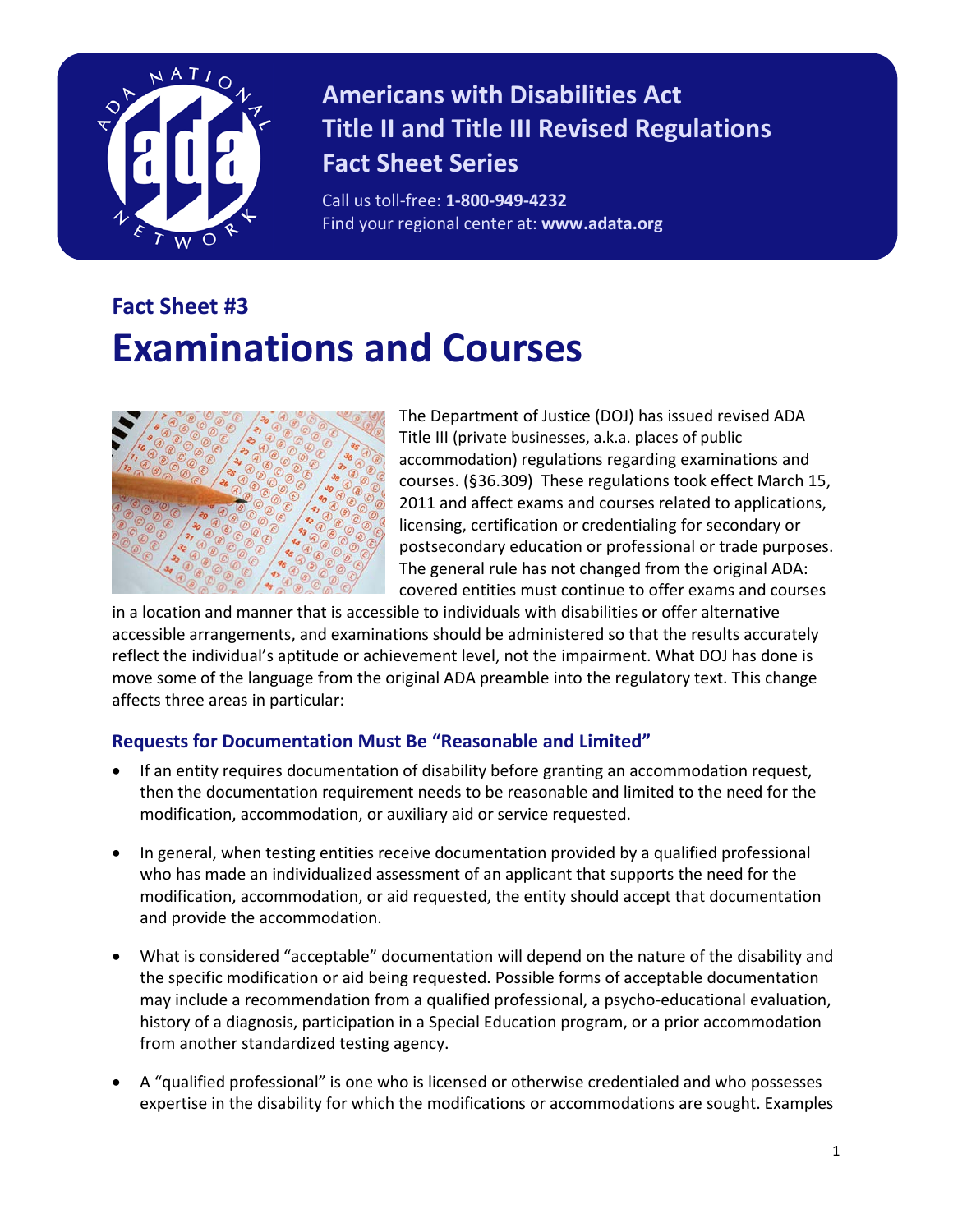# Americans with Disabilities Act Title II and Title III Revised Regulations Fact Sheet Series

Call us toll-free: **1-800-949-4232**
Find your regional center at: **www.adata.org**

## Fact Sheet #3

# Examinations and Courses

The Department of Justice (DOJ) has issued revised ADA Title III (private businesses, a.k.a. places of public accommodation) regulations regarding examinations and courses. (§36.309) These regulations took effect March 15, 2011 and affect exams and courses related to applications, licensing, certification or credentialing for secondary or postsecondary education or professional or trade purposes. The general rule has not changed from the original ADA: covered entities must continue to offer exams and courses in a location and manner that is accessible to individuals with disabilities or offer alternative accessible arrangements, and examinations should be administered so that the results accurately reflect the individual's aptitude or achievement level, not the impairment. What DOJ has done is move some of the language from the original ADA preamble into the regulatory text. This change affects three areas in particular:

### Requests for Documentation Must Be "Reasonable and Limited"

- If an entity requires documentation of disability before granting an accommodation request, then the documentation requirement needs to be reasonable and limited to the need for the modification, accommodation, or auxiliary aid or service requested.
- In general, when testing entities receive documentation provided by a qualified professional who has made an individualized assessment of an applicant that supports the need for the modification, accommodation, or aid requested, the entity should accept that documentation and provide the accommodation.
- What is considered "acceptable" documentation will depend on the nature of the disability and the specific modification or aid being requested. Possible forms of acceptable documentation may include a recommendation from a qualified professional, a psycho-educational evaluation, history of a diagnosis, participation in a Special Education program, or a prior accommodation from another standardized testing agency.
- A "qualified professional" is one who is licensed or otherwise credentialed and who possesses expertise in the disability for which the modifications or accommodations are sought. Examples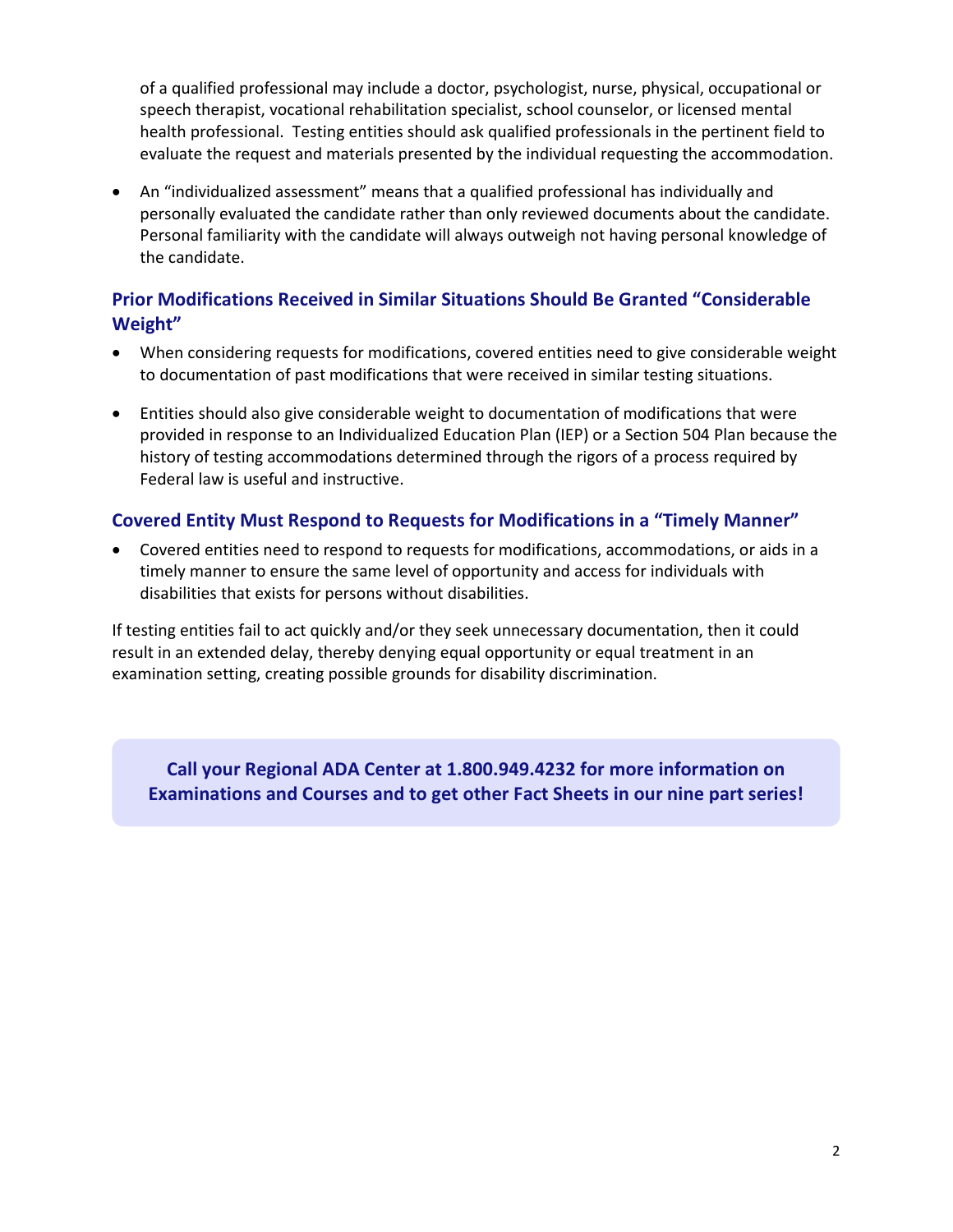of a qualified professional may include a doctor, psychologist, nurse, physical, occupational or speech therapist, vocational rehabilitation specialist, school counselor, or licensed mental health professional. Testing entities should ask qualified professionals in the pertinent field to evaluate the request and materials presented by the individual requesting the accommodation.

- An "individualized assessment" means that a qualified professional has individually and personally evaluated the candidate rather than only reviewed documents about the candidate. Personal familiarity with the candidate will always outweigh not having personal knowledge of the candidate.

## Prior Modifications Received in Similar Situations Should Be Granted "Considerable Weight"

- When considering requests for modifications, covered entities need to give considerable weight to documentation of past modifications that were received in similar testing situations.

- Entities should also give considerable weight to documentation of modifications that were provided in response to an Individualized Education Plan (IEP) or a Section 504 Plan because the history of testing accommodations determined through the rigors of a process required by Federal law is useful and instructive.

## Covered Entity Must Respond to Requests for Modifications in a "Timely Manner"

- Covered entities need to respond to requests for modifications, accommodations, or aids in a timely manner to ensure the same level of opportunity and access for individuals with disabilities that exists for persons without disabilities.

If testing entities fail to act quickly and/or they seek unnecessary documentation, then it could result in an extended delay, thereby denying equal opportunity or equal treatment in an examination setting, creating possible grounds for disability discrimination.

**Call your Regional ADA Center at 1.800.949.4232 for more information on Examinations and Courses and to get other Fact Sheets in our nine part series!**